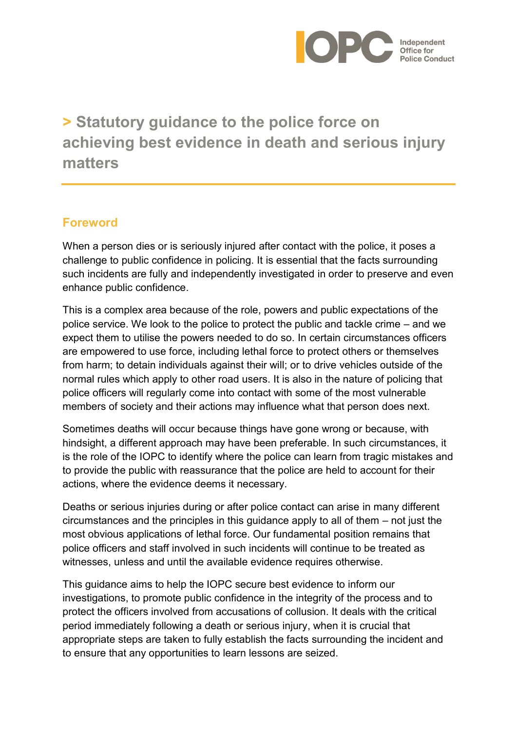# > Statutory guidance to the police force on achieving best evidence in death and serious injury matters

## Foreword

When a person dies or is seriously injured after contact with the police, it poses a challenge to public confidence in policing. It is essential that the facts surrounding such incidents are fully and independently investigated in order to preserve and even enhance public confidence.

This is a complex area because of the role, powers and public expectations of the police service. We look to the police to protect the public and tackle crime – and we expect them to utilise the powers needed to do so. In certain circumstances officers are empowered to use force, including lethal force to protect others or themselves from harm; to detain individuals against their will; or to drive vehicles outside of the normal rules which apply to other road users. It is also in the nature of policing that police officers will regularly come into contact with some of the most vulnerable members of society and their actions may influence what that person does next.

Sometimes deaths will occur because things have gone wrong or because, with hindsight, a different approach may have been preferable. In such circumstances, it is the role of the IOPC to identify where the police can learn from tragic mistakes and to provide the public with reassurance that the police are held to account for their actions, where the evidence deems it necessary.

Deaths or serious injuries during or after police contact can arise in many different circumstances and the principles in this guidance apply to all of them – not just the most obvious applications of lethal force. Our fundamental position remains that police officers and staff involved in such incidents will continue to be treated as witnesses, unless and until the available evidence requires otherwise.

This guidance aims to help the IOPC secure best evidence to inform our investigations, to promote public confidence in the integrity of the process and to protect the officers involved from accusations of collusion. It deals with the critical period immediately following a death or serious injury, when it is crucial that appropriate steps are taken to fully establish the facts surrounding the incident and to ensure that any opportunities to learn lessons are seized.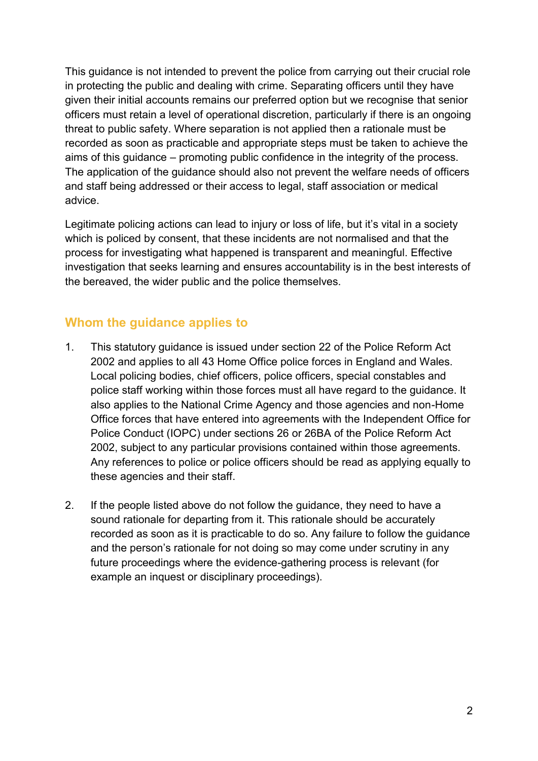This guidance is not intended to prevent the police from carrying out their crucial role in protecting the public and dealing with crime. Separating officers until they have given their initial accounts remains our preferred option but we recognise that senior officers must retain a level of operational discretion, particularly if there is an ongoing threat to public safety. Where separation is not applied then a rationale must be recorded as soon as practicable and appropriate steps must be taken to achieve the aims of this guidance – promoting public confidence in the integrity of the process. The application of the guidance should also not prevent the welfare needs of officers and staff being addressed or their access to legal, staff association or medical advice.

Legitimate policing actions can lead to injury or loss of life, but it's vital in a society which is policed by consent, that these incidents are not normalised and that the process for investigating what happened is transparent and meaningful. Effective investigation that seeks learning and ensures accountability is in the best interests of the bereaved, the wider public and the police themselves.

## Whom the guidance applies to

1. This statutory guidance is issued under section 22 of the Police Reform Act 2002 and applies to all 43 Home Office police forces in England and Wales. Local policing bodies, chief officers, police officers, special constables and police staff working within those forces must all have regard to the guidance. It also applies to the National Crime Agency and those agencies and non-Home Office forces that have entered into agreements with the Independent Office for Police Conduct (IOPC) under sections 26 or 26BA of the Police Reform Act 2002, subject to any particular provisions contained within those agreements. Any references to police or police officers should be read as applying equally to these agencies and their staff.

2. If the people listed above do not follow the guidance, they need to have a sound rationale for departing from it. This rationale should be accurately recorded as soon as it is practicable to do so. Any failure to follow the guidance and the person's rationale for not doing so may come under scrutiny in any future proceedings where the evidence-gathering process is relevant (for example an inquest or disciplinary proceedings).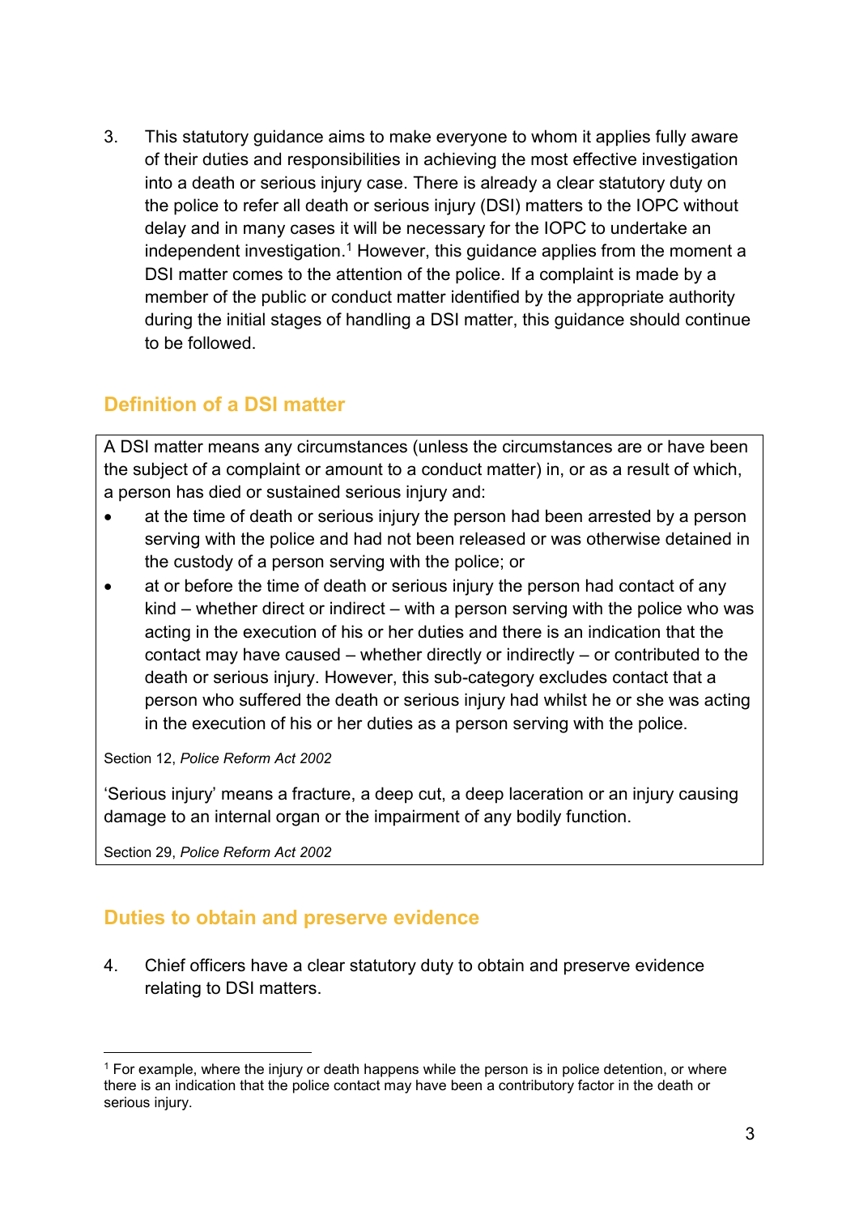3. This statutory guidance aims to make everyone to whom it applies fully aware of their duties and responsibilities in achieving the most effective investigation into a death or serious injury case. There is already a clear statutory duty on the police to refer all death or serious injury (DSI) matters to the IOPC without delay and in many cases it will be necessary for the IOPC to undertake an independent investigation.[1] However, this guidance applies from the moment a DSI matter comes to the attention of the police. If a complaint is made by a member of the public or conduct matter identified by the appropriate authority during the initial stages of handling a DSI matter, this guidance should continue to be followed.

## Definition of a DSI matter

> A DSI matter means any circumstances (unless the circumstances are or have been the subject of a complaint or amount to a conduct matter) in, or as a result of which, a person has died or sustained serious injury and:
>
> - at the time of death or serious injury the person had been arrested by a person serving with the police and had not been released or was otherwise detained in the custody of a person serving with the police; or
> - at or before the time of death or serious injury the person had contact of any kind – whether direct or indirect – with a person serving with the police who was acting in the execution of his or her duties and there is an indication that the contact may have caused – whether directly or indirectly – or contributed to the death or serious injury. However, this sub-category excludes contact that a person who suffered the death or serious injury had whilst he or she was acting in the execution of his or her duties as a person serving with the police.
>
> Section 12, *Police Reform Act 2002*
>
> 'Serious injury' means a fracture, a deep cut, a deep laceration or an injury causing damage to an internal organ or the impairment of any bodily function.
>
> Section 29, *Police Reform Act 2002*

## Duties to obtain and preserve evidence

4. Chief officers have a clear statutory duty to obtain and preserve evidence relating to DSI matters.

---

[1] For example, where the injury or death happens while the person is in police detention, or where there is an indication that the police contact may have been a contributory factor in the death or serious injury.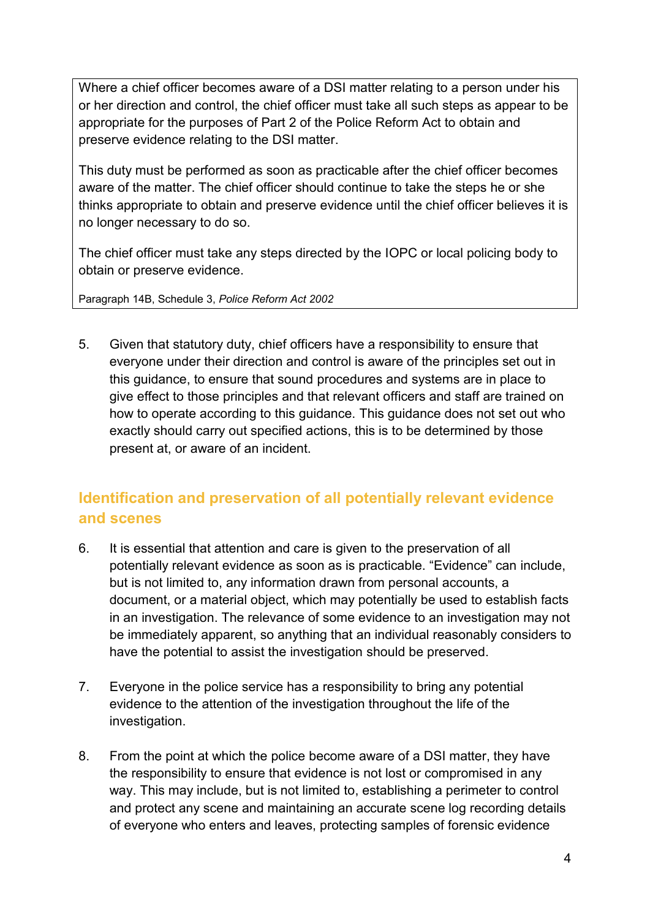> Where a chief officer becomes aware of a DSI matter relating to a person under his or her direction and control, the chief officer must take all such steps as appear to be appropriate for the purposes of Part 2 of the Police Reform Act to obtain and preserve evidence relating to the DSI matter.
>
> This duty must be performed as soon as practicable after the chief officer becomes aware of the matter. The chief officer should continue to take the steps he or she thinks appropriate to obtain and preserve evidence until the chief officer believes it is no longer necessary to do so.
>
> The chief officer must take any steps directed by the IOPC or local policing body to obtain or preserve evidence.
>
> Paragraph 14B, Schedule 3, *Police Reform Act 2002*

5. Given that statutory duty, chief officers have a responsibility to ensure that everyone under their direction and control is aware of the principles set out in this guidance, to ensure that sound procedures and systems are in place to give effect to those principles and that relevant officers and staff are trained on how to operate according to this guidance. This guidance does not set out who exactly should carry out specified actions, this is to be determined by those present at, or aware of an incident.

## Identification and preservation of all potentially relevant evidence and scenes

6. It is essential that attention and care is given to the preservation of all potentially relevant evidence as soon as is practicable. "Evidence" can include, but is not limited to, any information drawn from personal accounts, a document, or a material object, which may potentially be used to establish facts in an investigation. The relevance of some evidence to an investigation may not be immediately apparent, so anything that an individual reasonably considers to have the potential to assist the investigation should be preserved.

7. Everyone in the police service has a responsibility to bring any potential evidence to the attention of the investigation throughout the life of the investigation.

8. From the point at which the police become aware of a DSI matter, they have the responsibility to ensure that evidence is not lost or compromised in any way. This may include, but is not limited to, establishing a perimeter to control and protect any scene and maintaining an accurate scene log recording details of everyone who enters and leaves, protecting samples of forensic evidence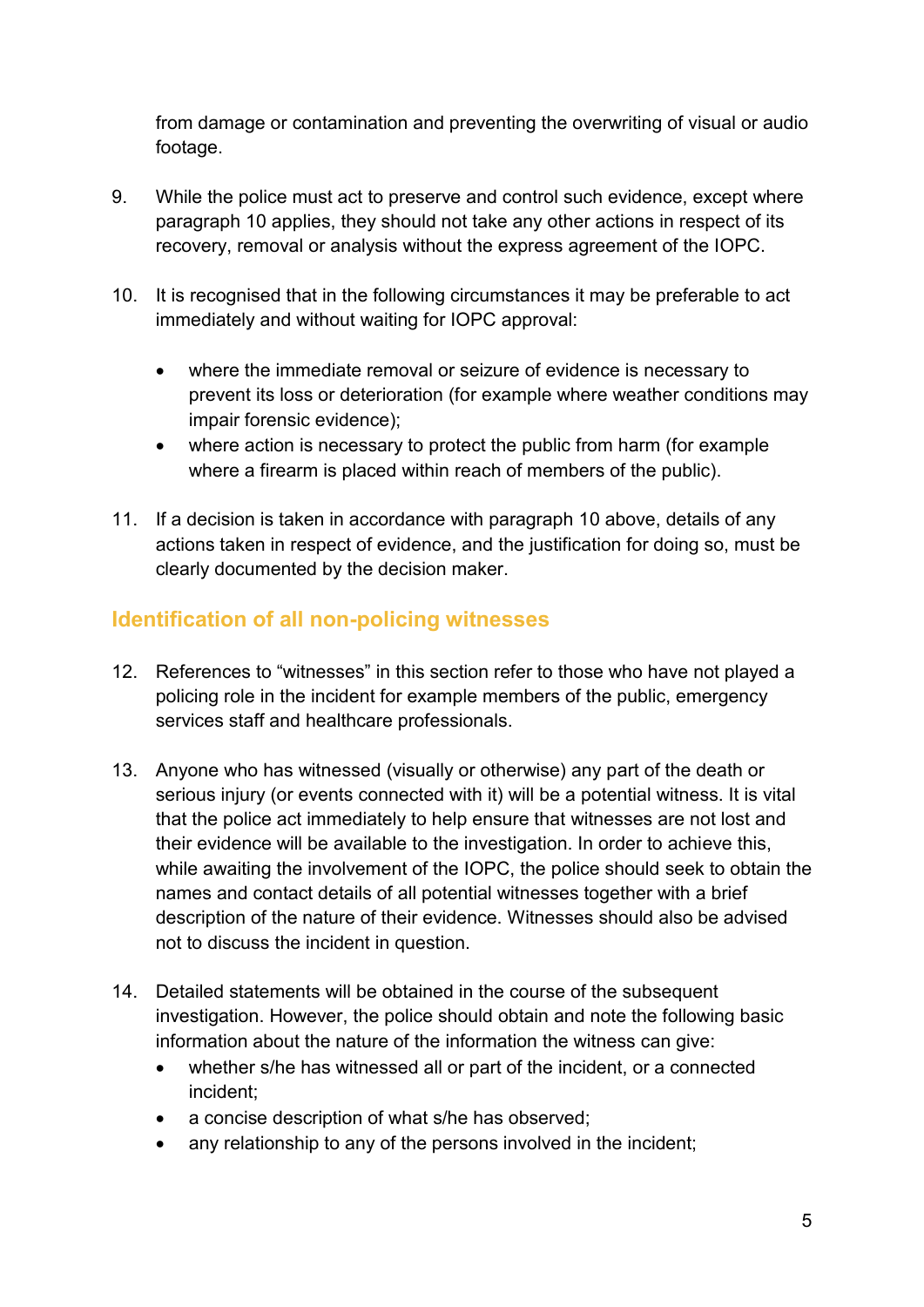from damage or contamination and preventing the overwriting of visual or audio footage.

9. While the police must act to preserve and control such evidence, except where paragraph 10 applies, they should not take any other actions in respect of its recovery, removal or analysis without the express agreement of the IOPC.

10. It is recognised that in the following circumstances it may be preferable to act immediately and without waiting for IOPC approval:

    - where the immediate removal or seizure of evidence is necessary to prevent its loss or deterioration (for example where weather conditions may impair forensic evidence);
    - where action is necessary to protect the public from harm (for example where a firearm is placed within reach of members of the public).

11. If a decision is taken in accordance with paragraph 10 above, details of any actions taken in respect of evidence, and the justification for doing so, must be clearly documented by the decision maker.

## Identification of all non-policing witnesses

12. References to "witnesses" in this section refer to those who have not played a policing role in the incident for example members of the public, emergency services staff and healthcare professionals.

13. Anyone who has witnessed (visually or otherwise) any part of the death or serious injury (or events connected with it) will be a potential witness. It is vital that the police act immediately to help ensure that witnesses are not lost and their evidence will be available to the investigation. In order to achieve this, while awaiting the involvement of the IOPC, the police should seek to obtain the names and contact details of all potential witnesses together with a brief description of the nature of their evidence. Witnesses should also be advised not to discuss the incident in question.

14. Detailed statements will be obtained in the course of the subsequent investigation. However, the police should obtain and note the following basic information about the nature of the information the witness can give:
    - whether s/he has witnessed all or part of the incident, or a connected incident;
    - a concise description of what s/he has observed;
    - any relationship to any of the persons involved in the incident;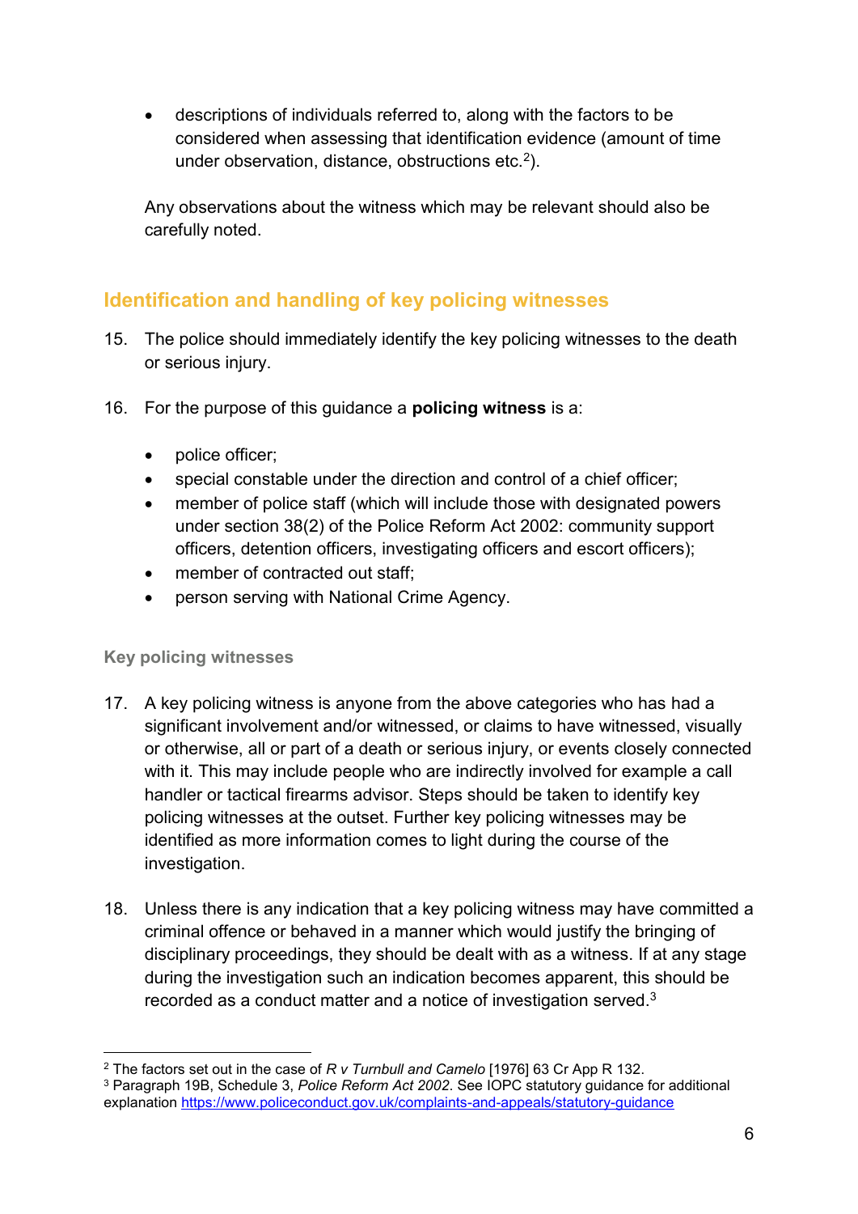- descriptions of individuals referred to, along with the factors to be considered when assessing that identification evidence (amount of time under observation, distance, obstructions etc.[2]).

Any observations about the witness which may be relevant should also be carefully noted.

## Identification and handling of key policing witnesses

15. The police should immediately identify the key policing witnesses to the death or serious injury.

16. For the purpose of this guidance a **policing witness** is a:

    - police officer;
    - special constable under the direction and control of a chief officer;
    - member of police staff (which will include those with designated powers under section 38(2) of the Police Reform Act 2002: community support officers, detention officers, investigating officers and escort officers);
    - member of contracted out staff;
    - person serving with National Crime Agency.

### Key policing witnesses

17. A key policing witness is anyone from the above categories who has had a significant involvement and/or witnessed, or claims to have witnessed, visually or otherwise, all or part of a death or serious injury, or events closely connected with it. This may include people who are indirectly involved for example a call handler or tactical firearms advisor. Steps should be taken to identify key policing witnesses at the outset. Further key policing witnesses may be identified as more information comes to light during the course of the investigation.

18. Unless there is any indication that a key policing witness may have committed a criminal offence or behaved in a manner which would justify the bringing of disciplinary proceedings, they should be dealt with as a witness. If at any stage during the investigation such an indication becomes apparent, this should be recorded as a conduct matter and a notice of investigation served.[3]

---

[2] The factors set out in the case of *R v Turnbull and Camelo* [1976] 63 Cr App R 132.

[3] Paragraph 19B, Schedule 3, *Police Reform Act 2002*. See IOPC statutory guidance for additional explanation https://www.policeconduct.gov.uk/complaints-and-appeals/statutory-guidance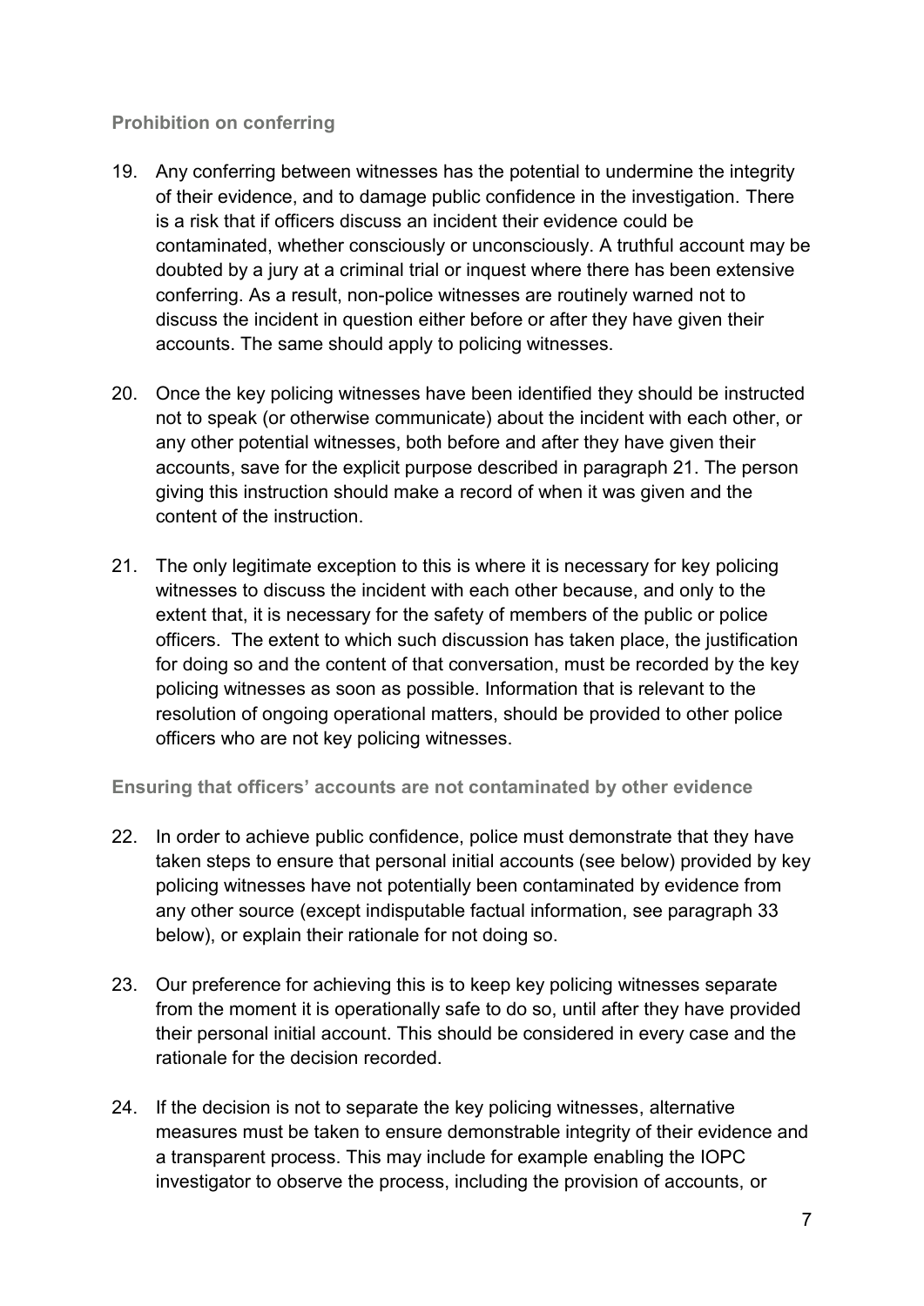### Prohibition on conferring

19. Any conferring between witnesses has the potential to undermine the integrity of their evidence, and to damage public confidence in the investigation. There is a risk that if officers discuss an incident their evidence could be contaminated, whether consciously or unconsciously. A truthful account may be doubted by a jury at a criminal trial or inquest where there has been extensive conferring. As a result, non-police witnesses are routinely warned not to discuss the incident in question either before or after they have given their accounts. The same should apply to policing witnesses.

20. Once the key policing witnesses have been identified they should be instructed not to speak (or otherwise communicate) about the incident with each other, or any other potential witnesses, both before and after they have given their accounts, save for the explicit purpose described in paragraph 21. The person giving this instruction should make a record of when it was given and the content of the instruction.

21. The only legitimate exception to this is where it is necessary for key policing witnesses to discuss the incident with each other because, and only to the extent that, it is necessary for the safety of members of the public or police officers. The extent to which such discussion has taken place, the justification for doing so and the content of that conversation, must be recorded by the key policing witnesses as soon as possible. Information that is relevant to the resolution of ongoing operational matters, should be provided to other police officers who are not key policing witnesses.

### Ensuring that officers' accounts are not contaminated by other evidence

22. In order to achieve public confidence, police must demonstrate that they have taken steps to ensure that personal initial accounts (see below) provided by key policing witnesses have not potentially been contaminated by evidence from any other source (except indisputable factual information, see paragraph 33 below), or explain their rationale for not doing so.

23. Our preference for achieving this is to keep key policing witnesses separate from the moment it is operationally safe to do so, until after they have provided their personal initial account. This should be considered in every case and the rationale for the decision recorded.

24. If the decision is not to separate the key policing witnesses, alternative measures must be taken to ensure demonstrable integrity of their evidence and a transparent process. This may include for example enabling the IOPC investigator to observe the process, including the provision of accounts, or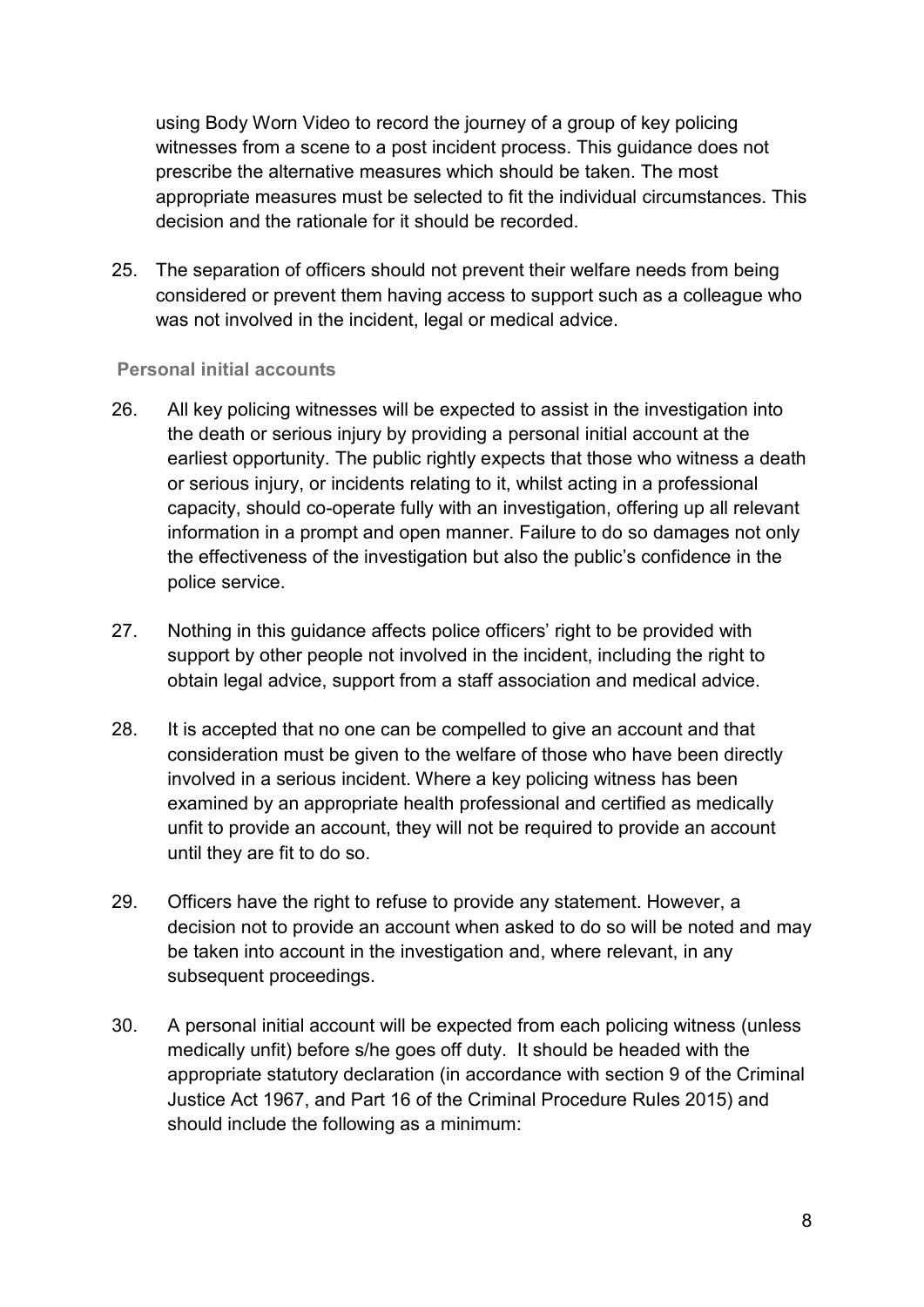using Body Worn Video to record the journey of a group of key policing witnesses from a scene to a post incident process. This guidance does not prescribe the alternative measures which should be taken. The most appropriate measures must be selected to fit the individual circumstances. This decision and the rationale for it should be recorded.

25. The separation of officers should not prevent their welfare needs from being considered or prevent them having access to support such as a colleague who was not involved in the incident, legal or medical advice.

### Personal initial accounts

26. All key policing witnesses will be expected to assist in the investigation into the death or serious injury by providing a personal initial account at the earliest opportunity. The public rightly expects that those who witness a death or serious injury, or incidents relating to it, whilst acting in a professional capacity, should co-operate fully with an investigation, offering up all relevant information in a prompt and open manner. Failure to do so damages not only the effectiveness of the investigation but also the public's confidence in the police service.

27. Nothing in this guidance affects police officers' right to be provided with support by other people not involved in the incident, including the right to obtain legal advice, support from a staff association and medical advice.

28. It is accepted that no one can be compelled to give an account and that consideration must be given to the welfare of those who have been directly involved in a serious incident. Where a key policing witness has been examined by an appropriate health professional and certified as medically unfit to provide an account, they will not be required to provide an account until they are fit to do so.

29. Officers have the right to refuse to provide any statement. However, a decision not to provide an account when asked to do so will be noted and may be taken into account in the investigation and, where relevant, in any subsequent proceedings.

30. A personal initial account will be expected from each policing witness (unless medically unfit) before s/he goes off duty. It should be headed with the appropriate statutory declaration (in accordance with section 9 of the Criminal Justice Act 1967, and Part 16 of the Criminal Procedure Rules 2015) and should include the following as a minimum: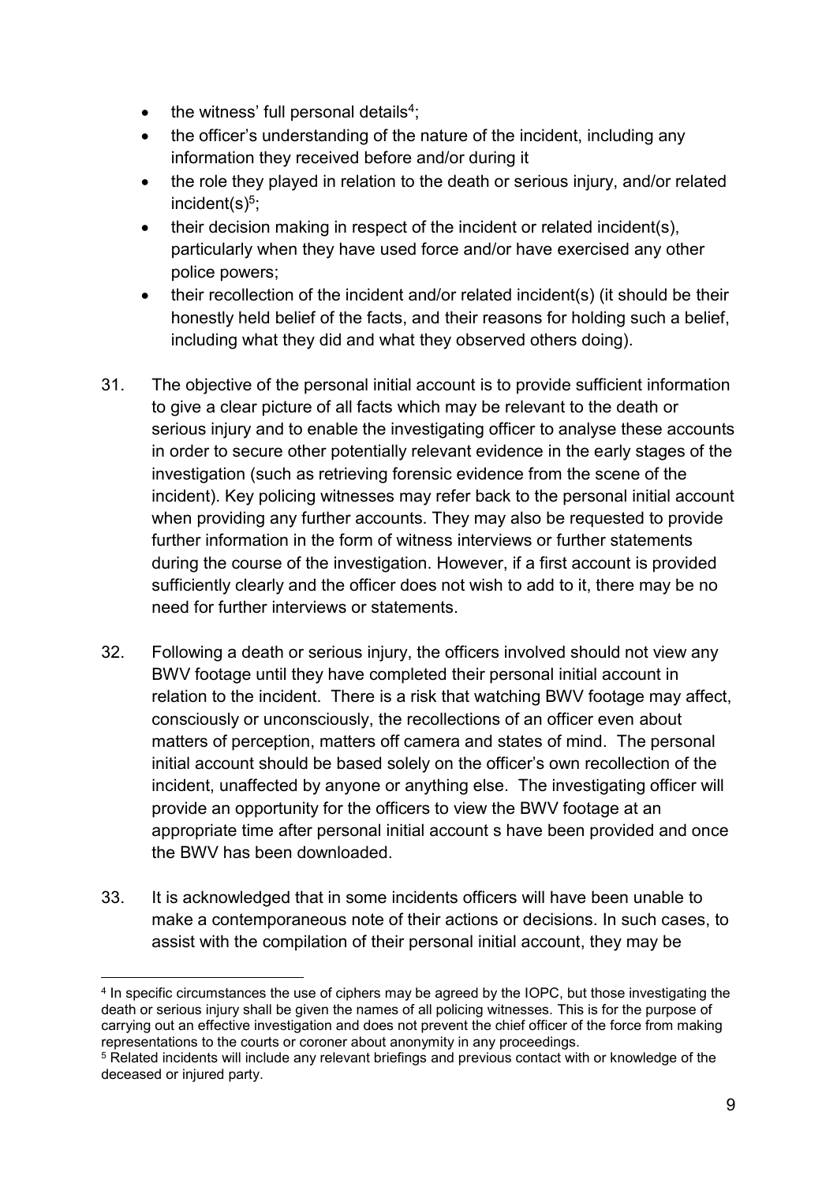- the witness' full personal details[4];
- the officer's understanding of the nature of the incident, including any information they received before and/or during it
- the role they played in relation to the death or serious injury, and/or related incident(s)[5];
- their decision making in respect of the incident or related incident(s), particularly when they have used force and/or have exercised any other police powers;
- their recollection of the incident and/or related incident(s) (it should be their honestly held belief of the facts, and their reasons for holding such a belief, including what they did and what they observed others doing).

31. The objective of the personal initial account is to provide sufficient information to give a clear picture of all facts which may be relevant to the death or serious injury and to enable the investigating officer to analyse these accounts in order to secure other potentially relevant evidence in the early stages of the investigation (such as retrieving forensic evidence from the scene of the incident). Key policing witnesses may refer back to the personal initial account when providing any further accounts. They may also be requested to provide further information in the form of witness interviews or further statements during the course of the investigation. However, if a first account is provided sufficiently clearly and the officer does not wish to add to it, there may be no need for further interviews or statements.

32. Following a death or serious injury, the officers involved should not view any BWV footage until they have completed their personal initial account in relation to the incident. There is a risk that watching BWV footage may affect, consciously or unconsciously, the recollections of an officer even about matters of perception, matters off camera and states of mind. The personal initial account should be based solely on the officer's own recollection of the incident, unaffected by anyone or anything else. The investigating officer will provide an opportunity for the officers to view the BWV footage at an appropriate time after personal initial account s have been provided and once the BWV has been downloaded.

33. It is acknowledged that in some incidents officers will have been unable to make a contemporaneous note of their actions or decisions. In such cases, to assist with the compilation of their personal initial account, they may be

---

[4] In specific circumstances the use of ciphers may be agreed by the IOPC, but those investigating the death or serious injury shall be given the names of all policing witnesses. This is for the purpose of carrying out an effective investigation and does not prevent the chief officer of the force from making representations to the courts or coroner about anonymity in any proceedings.

[5] Related incidents will include any relevant briefings and previous contact with or knowledge of the deceased or injured party.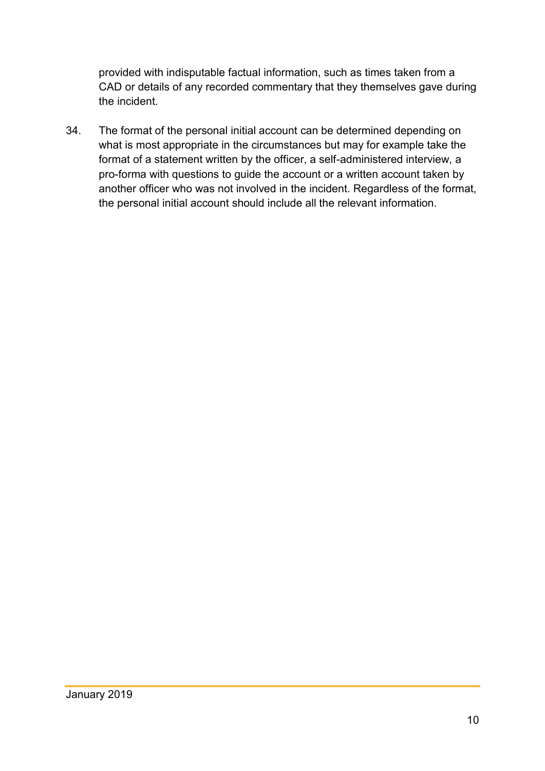provided with indisputable factual information, such as times taken from a CAD or details of any recorded commentary that they themselves gave during the incident.

34. The format of the personal initial account can be determined depending on what is most appropriate in the circumstances but may for example take the format of a statement written by the officer, a self-administered interview, a pro-forma with questions to guide the account or a written account taken by another officer who was not involved in the incident. Regardless of the format, the personal initial account should include all the relevant information.